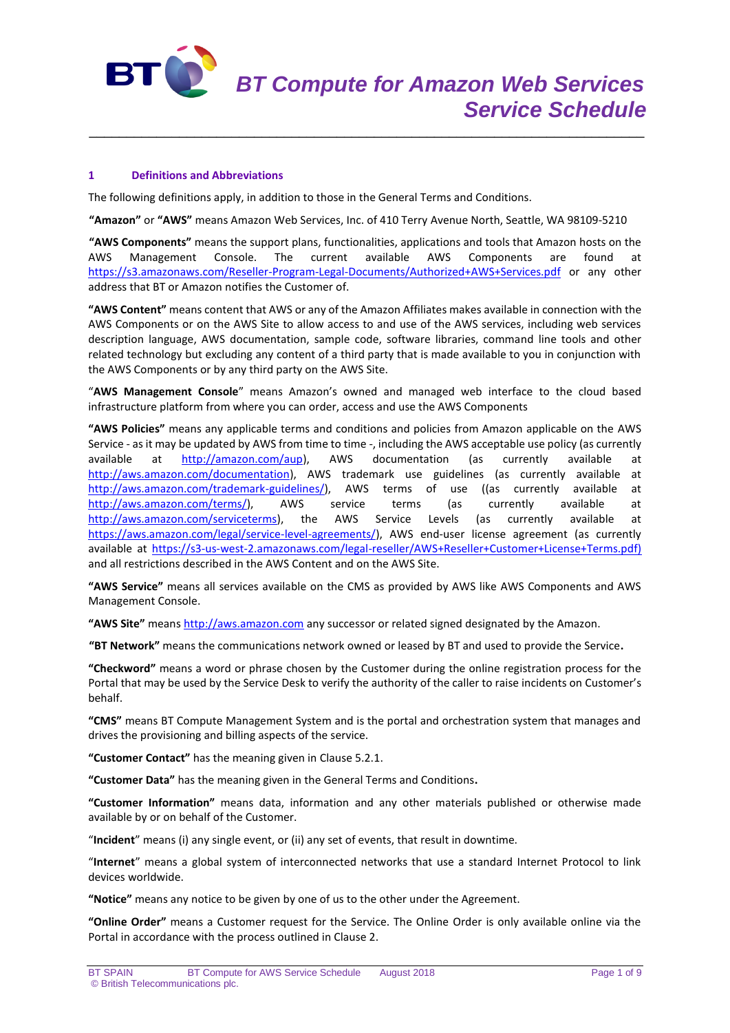# BT Compute for Amazon Web Services Service Schedule

## 1 Definitions and Abbreviations

The following definitions apply, in addition to those in the General Terms and Conditions.

**"Amazon"** or **"AWS"** means Amazon Web Services, Inc. of 410 Terry Avenue North, Seattle, WA 98109-5210

**"AWS Components"** means the support plans, functionalities, applications and tools that Amazon hosts on the AWS Management Console. The current available AWS Components are found at https://s3.amazonaws.com/Reseller-Program-Legal-Documents/Authorized+AWS+Services.pdf or any other address that BT or Amazon notifies the Customer of.

**"AWS Content"** means content that AWS or any of the Amazon Affiliates makes available in connection with the AWS Components or on the AWS Site to allow access to and use of the AWS services, including web services description language, AWS documentation, sample code, software libraries, command line tools and other related technology but excluding any content of a third party that is made available to you in conjunction with the AWS Components or by any third party on the AWS Site.

"**AWS Management Console**" means Amazon's owned and managed web interface to the cloud based infrastructure platform from where you can order, access and use the AWS Components

**"AWS Policies"** means any applicable terms and conditions and policies from Amazon applicable on the AWS Service - as it may be updated by AWS from time to time -, including the AWS acceptable use policy (as currently available at http://amazon.com/aup), AWS documentation (as currently available at http://aws.amazon.com/documentation), AWS trademark use guidelines (as currently available at http://aws.amazon.com/trademark-guidelines/), AWS terms of use ((as currently available at http://aws.amazon.com/terms/), AWS service terms (as currently available at http://aws.amazon.com/serviceterms), the AWS Service Levels (as currently available at https://aws.amazon.com/legal/service-level-agreements/), AWS end-user license agreement (as currently available at https://s3-us-west-2.amazonaws.com/legal-reseller/AWS+Reseller+Customer+License+Terms.pdf) and all restrictions described in the AWS Content and on the AWS Site.

**"AWS Service"** means all services available on the CMS as provided by AWS like AWS Components and AWS Management Console.

**"AWS Site"** means http://aws.amazon.com any successor or related signed designated by the Amazon.

**"BT Network"** means the communications network owned or leased by BT and used to provide the Service**.**

**"Checkword"** means a word or phrase chosen by the Customer during the online registration process for the Portal that may be used by the Service Desk to verify the authority of the caller to raise incidents on Customer's behalf.

**"CMS"** means BT Compute Management System and is the portal and orchestration system that manages and drives the provisioning and billing aspects of the service.

**"Customer Contact"** has the meaning given in Clause 5.2.1.

**"Customer Data"** has the meaning given in the General Terms and Conditions**.**

**"Customer Information"** means data, information and any other materials published or otherwise made available by or on behalf of the Customer.

"**Incident**" means (i) any single event, or (ii) any set of events, that result in downtime.

"**Internet**" means a global system of interconnected networks that use a standard Internet Protocol to link devices worldwide.

**"Notice"** means any notice to be given by one of us to the other under the Agreement.

**"Online Order"** means a Customer request for the Service. The Online Order is only available online via the Portal in accordance with the process outlined in Clause 2.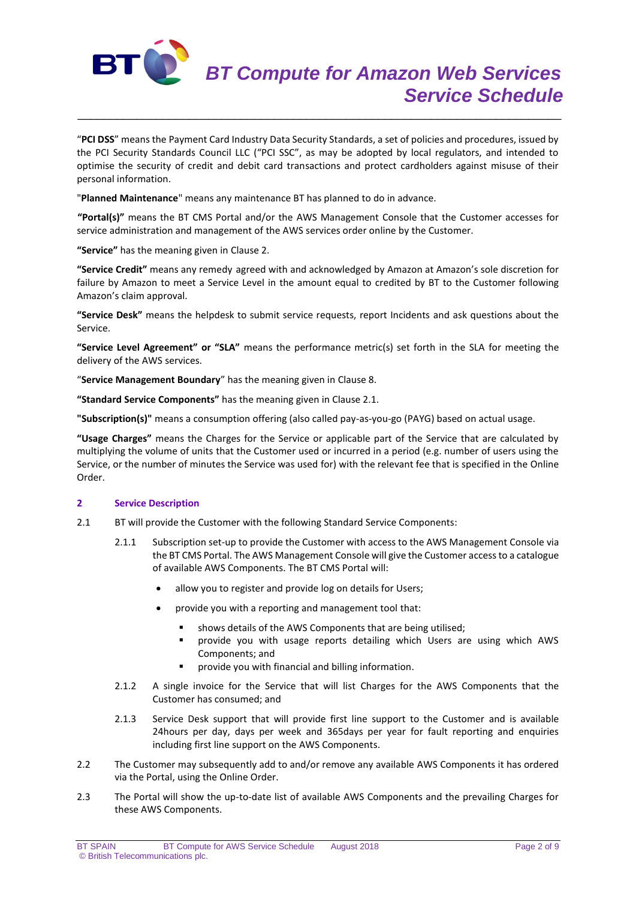"**PCI DSS**" means the Payment Card Industry Data Security Standards, a set of policies and procedures, issued by the PCI Security Standards Council LLC ("PCI SSC", as may be adopted by local regulators, and intended to optimise the security of credit and debit card transactions and protect cardholders against misuse of their personal information.

"**Planned Maintenance**" means any maintenance BT has planned to do in advance.

**"Portal(s)"** means the BT CMS Portal and/or the AWS Management Console that the Customer accesses for service administration and management of the AWS services order online by the Customer.

**"Service"** has the meaning given in Clause 2.

**"Service Credit"** means any remedy agreed with and acknowledged by Amazon at Amazon's sole discretion for failure by Amazon to meet a Service Level in the amount equal to credited by BT to the Customer following Amazon's claim approval.

**"Service Desk"** means the helpdesk to submit service requests, report Incidents and ask questions about the Service.

**"Service Level Agreement" or "SLA"** means the performance metric(s) set forth in the SLA for meeting the delivery of the AWS services.

"**Service Management Boundary**" has the meaning given in Clause 8.

**"Standard Service Components"** has the meaning given in Clause 2.1.

**"Subscription(s)"** means a consumption offering (also called pay-as-you-go (PAYG) based on actual usage.

**"Usage Charges"** means the Charges for the Service or applicable part of the Service that are calculated by multiplying the volume of units that the Customer used or incurred in a period (e.g. number of users using the Service, or the number of minutes the Service was used for) with the relevant fee that is specified in the Online Order.

## 2 Service Description

2.1 BT will provide the Customer with the following Standard Service Components:

2.1.1 Subscription set-up to provide the Customer with access to the AWS Management Console via the BT CMS Portal. The AWS Management Console will give the Customer access to a catalogue of available AWS Components. The BT CMS Portal will:

- allow you to register and provide log on details for Users;
- provide you with a reporting and management tool that:
  - shows details of the AWS Components that are being utilised;
  - provide you with usage reports detailing which Users are using which AWS Components; and
  - provide you with financial and billing information.

2.1.2 A single invoice for the Service that will list Charges for the AWS Components that the Customer has consumed; and

2.1.3 Service Desk support that will provide first line support to the Customer and is available 24hours per day, days per week and 365days per year for fault reporting and enquiries including first line support on the AWS Components.

2.2 The Customer may subsequently add to and/or remove any available AWS Components it has ordered via the Portal, using the Online Order.

2.3 The Portal will show the up-to-date list of available AWS Components and the prevailing Charges for these AWS Components.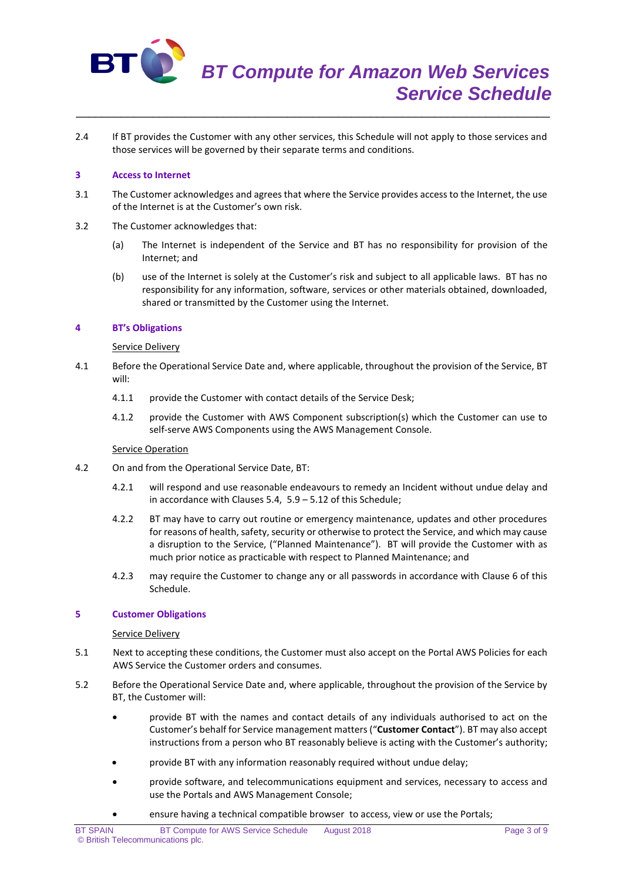2.4 If BT provides the Customer with any other services, this Schedule will not apply to those services and those services will be governed by their separate terms and conditions.

## 3 Access to Internet

3.1 The Customer acknowledges and agrees that where the Service provides access to the Internet, the use of the Internet is at the Customer's own risk.

3.2 The Customer acknowledges that:

(a) The Internet is independent of the Service and BT has no responsibility for provision of the Internet; and

(b) use of the Internet is solely at the Customer's risk and subject to all applicable laws. BT has no responsibility for any information, software, services or other materials obtained, downloaded, shared or transmitted by the Customer using the Internet.

## 4 BT's Obligations

Service Delivery

4.1 Before the Operational Service Date and, where applicable, throughout the provision of the Service, BT will:

4.1.1 provide the Customer with contact details of the Service Desk;

4.1.2 provide the Customer with AWS Component subscription(s) which the Customer can use to self-serve AWS Components using the AWS Management Console.

Service Operation

4.2 On and from the Operational Service Date, BT:

4.2.1 will respond and use reasonable endeavours to remedy an Incident without undue delay and in accordance with Clauses 5.4, 5.9 – 5.12 of this Schedule;

4.2.2 BT may have to carry out routine or emergency maintenance, updates and other procedures for reasons of health, safety, security or otherwise to protect the Service, and which may cause a disruption to the Service, ("Planned Maintenance"). BT will provide the Customer with as much prior notice as practicable with respect to Planned Maintenance; and

4.2.3 may require the Customer to change any or all passwords in accordance with Clause 6 of this Schedule.

## 5 Customer Obligations

Service Delivery

5.1 Next to accepting these conditions, the Customer must also accept on the Portal AWS Policies for each AWS Service the Customer orders and consumes.

5.2 Before the Operational Service Date and, where applicable, throughout the provision of the Service by BT, the Customer will:

- provide BT with the names and contact details of any individuals authorised to act on the Customer's behalf for Service management matters ("**Customer Contact**"). BT may also accept instructions from a person who BT reasonably believe is acting with the Customer's authority;
- provide BT with any information reasonably required without undue delay;
- provide software, and telecommunications equipment and services, necessary to access and use the Portals and AWS Management Console;
- ensure having a technical compatible browser to access, view or use the Portals;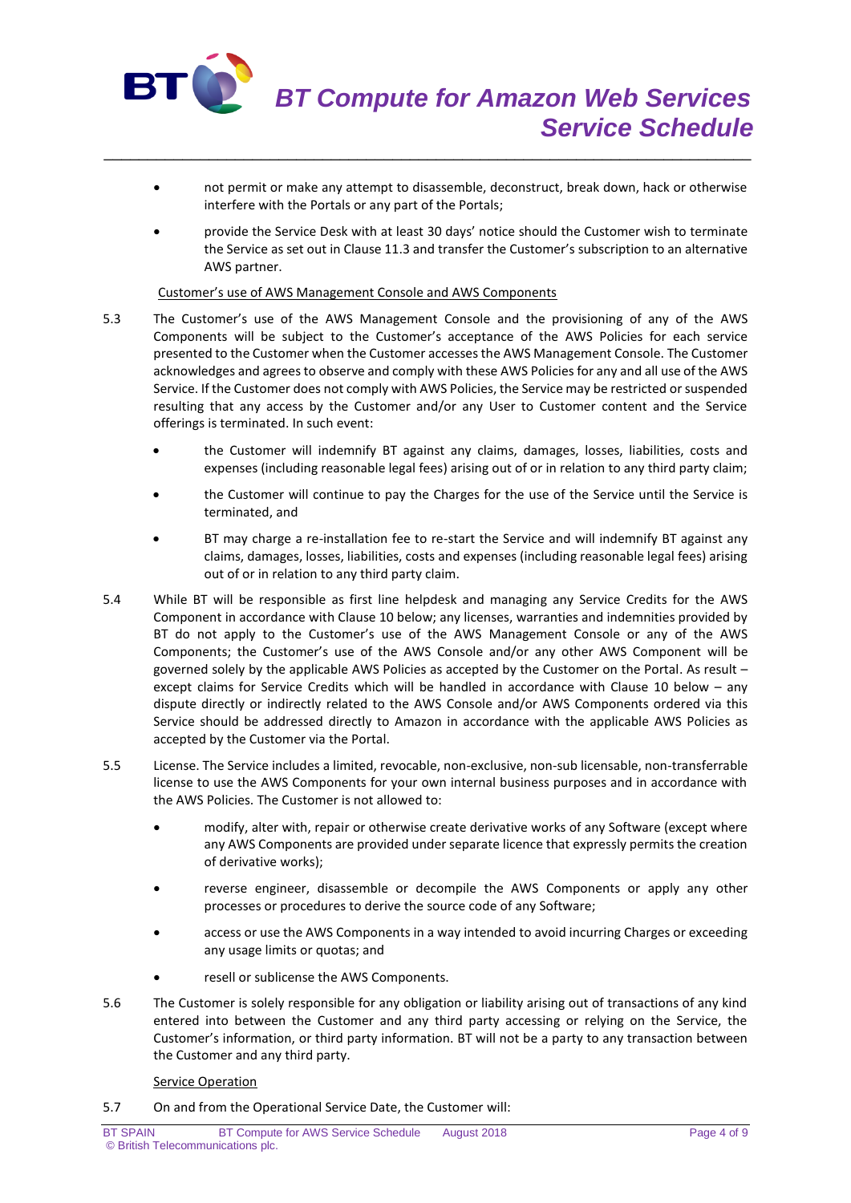- not permit or make any attempt to disassemble, deconstruct, break down, hack or otherwise interfere with the Portals or any part of the Portals;
- provide the Service Desk with at least 30 days' notice should the Customer wish to terminate the Service as set out in Clause 11.3 and transfer the Customer's subscription to an alternative AWS partner.

Customer's use of AWS Management Console and AWS Components

5.3 The Customer's use of the AWS Management Console and the provisioning of any of the AWS Components will be subject to the Customer's acceptance of the AWS Policies for each service presented to the Customer when the Customer accesses the AWS Management Console. The Customer acknowledges and agrees to observe and comply with these AWS Policies for any and all use of the AWS Service. If the Customer does not comply with AWS Policies, the Service may be restricted or suspended resulting that any access by the Customer and/or any User to Customer content and the Service offerings is terminated. In such event:

- the Customer will indemnify BT against any claims, damages, losses, liabilities, costs and expenses (including reasonable legal fees) arising out of or in relation to any third party claim;
- the Customer will continue to pay the Charges for the use of the Service until the Service is terminated, and
- BT may charge a re-installation fee to re-start the Service and will indemnify BT against any claims, damages, losses, liabilities, costs and expenses (including reasonable legal fees) arising out of or in relation to any third party claim.

5.4 While BT will be responsible as first line helpdesk and managing any Service Credits for the AWS Component in accordance with Clause 10 below; any licenses, warranties and indemnities provided by BT do not apply to the Customer's use of the AWS Management Console or any of the AWS Components; the Customer's use of the AWS Console and/or any other AWS Component will be governed solely by the applicable AWS Policies as accepted by the Customer on the Portal. As result – except claims for Service Credits which will be handled in accordance with Clause 10 below – any dispute directly or indirectly related to the AWS Console and/or AWS Components ordered via this Service should be addressed directly to Amazon in accordance with the applicable AWS Policies as accepted by the Customer via the Portal.

5.5 License. The Service includes a limited, revocable, non-exclusive, non-sub licensable, non-transferrable license to use the AWS Components for your own internal business purposes and in accordance with the AWS Policies. The Customer is not allowed to:

- modify, alter with, repair or otherwise create derivative works of any Software (except where any AWS Components are provided under separate licence that expressly permits the creation of derivative works);
- reverse engineer, disassemble or decompile the AWS Components or apply any other processes or procedures to derive the source code of any Software;
- access or use the AWS Components in a way intended to avoid incurring Charges or exceeding any usage limits or quotas; and
- resell or sublicense the AWS Components.

5.6 The Customer is solely responsible for any obligation or liability arising out of transactions of any kind entered into between the Customer and any third party accessing or relying on the Service, the Customer's information, or third party information. BT will not be a party to any transaction between the Customer and any third party.

Service Operation

5.7 On and from the Operational Service Date, the Customer will: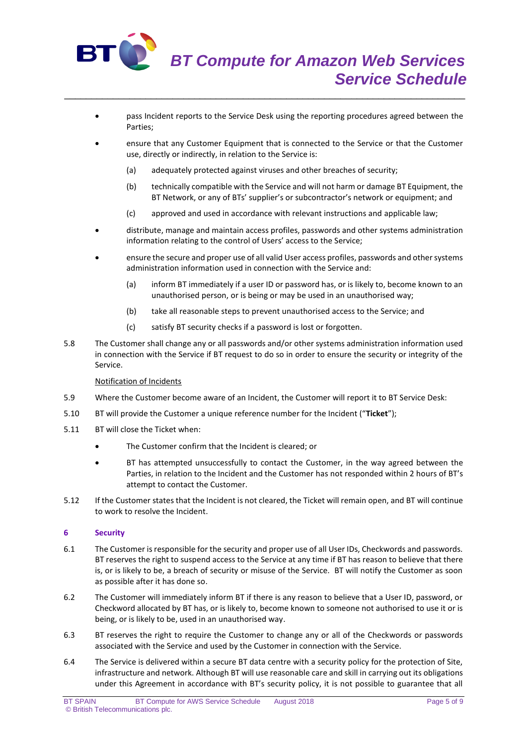- pass Incident reports to the Service Desk using the reporting procedures agreed between the Parties;
- ensure that any Customer Equipment that is connected to the Service or that the Customer use, directly or indirectly, in relation to the Service is:
  - (a) adequately protected against viruses and other breaches of security;
  - (b) technically compatible with the Service and will not harm or damage BT Equipment, the BT Network, or any of BTs' supplier's or subcontractor's network or equipment; and
  - (c) approved and used in accordance with relevant instructions and applicable law;
- distribute, manage and maintain access profiles, passwords and other systems administration information relating to the control of Users' access to the Service;
- ensure the secure and proper use of all valid User access profiles, passwords and other systems administration information used in connection with the Service and:
  - (a) inform BT immediately if a user ID or password has, or is likely to, become known to an unauthorised person, or is being or may be used in an unauthorised way;
  - (b) take all reasonable steps to prevent unauthorised access to the Service; and
  - (c) satisfy BT security checks if a password is lost or forgotten.

5.8 The Customer shall change any or all passwords and/or other systems administration information used in connection with the Service if BT request to do so in order to ensure the security or integrity of the Service.

Notification of Incidents

5.9 Where the Customer become aware of an Incident, the Customer will report it to BT Service Desk:

5.10 BT will provide the Customer a unique reference number for the Incident ("**Ticket**");

5.11 BT will close the Ticket when:

- The Customer confirm that the Incident is cleared; or
- BT has attempted unsuccessfully to contact the Customer, in the way agreed between the Parties, in relation to the Incident and the Customer has not responded within 2 hours of BT's attempt to contact the Customer.

5.12 If the Customer states that the Incident is not cleared, the Ticket will remain open, and BT will continue to work to resolve the Incident.

## 6 Security

6.1 The Customer is responsible for the security and proper use of all User IDs, Checkwords and passwords. BT reserves the right to suspend access to the Service at any time if BT has reason to believe that there is, or is likely to be, a breach of security or misuse of the Service. BT will notify the Customer as soon as possible after it has done so.

6.2 The Customer will immediately inform BT if there is any reason to believe that a User ID, password, or Checkword allocated by BT has, or is likely to, become known to someone not authorised to use it or is being, or is likely to be, used in an unauthorised way.

6.3 BT reserves the right to require the Customer to change any or all of the Checkwords or passwords associated with the Service and used by the Customer in connection with the Service.

6.4 The Service is delivered within a secure BT data centre with a security policy for the protection of Site, infrastructure and network. Although BT will use reasonable care and skill in carrying out its obligations under this Agreement in accordance with BT's security policy, it is not possible to guarantee that all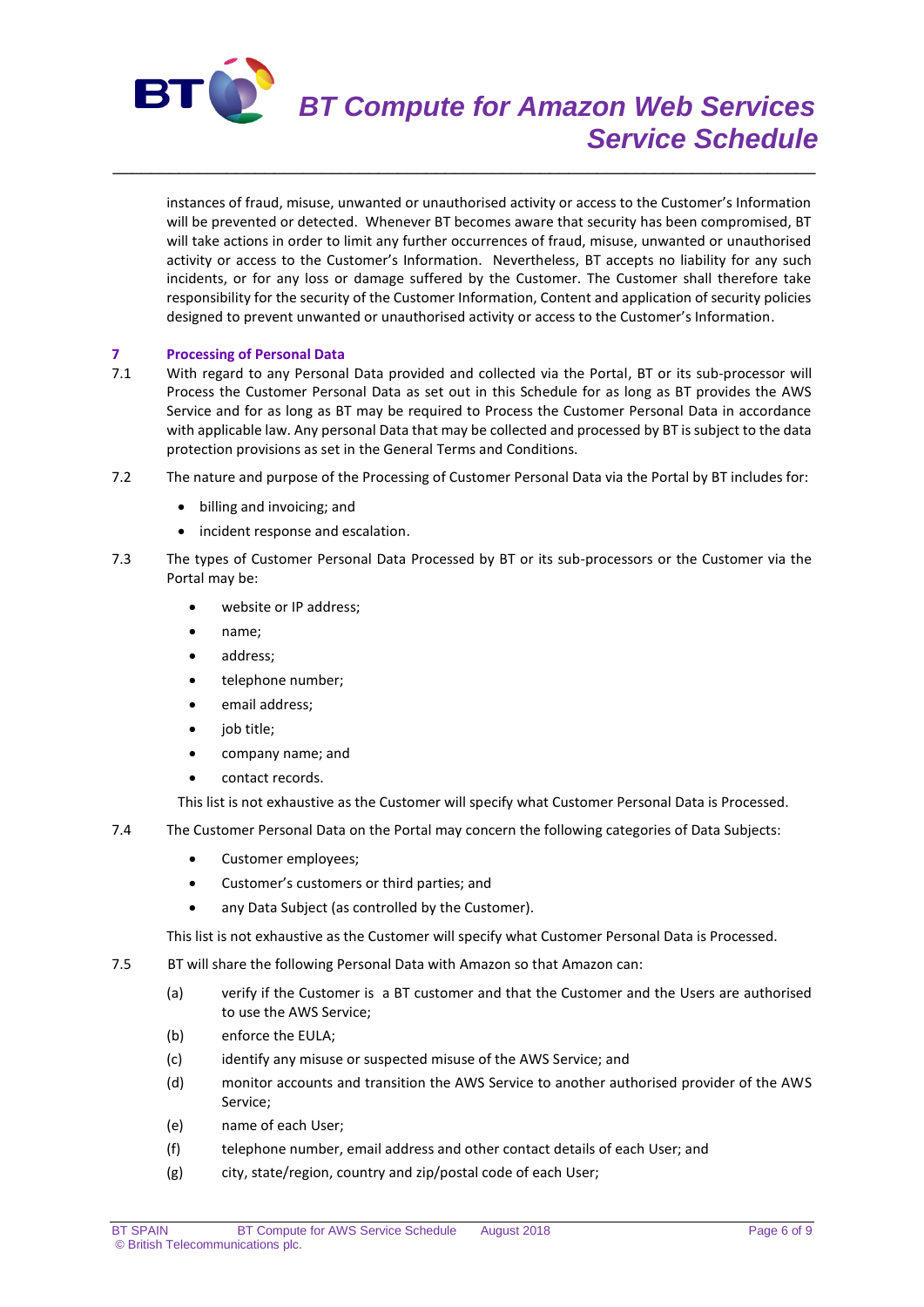instances of fraud, misuse, unwanted or unauthorised activity or access to the Customer's Information will be prevented or detected. Whenever BT becomes aware that security has been compromised, BT will take actions in order to limit any further occurrences of fraud, misuse, unwanted or unauthorised activity or access to the Customer's Information. Nevertheless, BT accepts no liability for any such incidents, or for any loss or damage suffered by the Customer. The Customer shall therefore take responsibility for the security of the Customer Information, Content and application of security policies designed to prevent unwanted or unauthorised activity or access to the Customer's Information.

## 7 Processing of Personal Data

7.1 With regard to any Personal Data provided and collected via the Portal, BT or its sub-processor will Process the Customer Personal Data as set out in this Schedule for as long as BT provides the AWS Service and for as long as BT may be required to Process the Customer Personal Data in accordance with applicable law. Any personal Data that may be collected and processed by BT is subject to the data protection provisions as set in the General Terms and Conditions.

7.2 The nature and purpose of the Processing of Customer Personal Data via the Portal by BT includes for:

- billing and invoicing; and
- incident response and escalation.

7.3 The types of Customer Personal Data Processed by BT or its sub-processors or the Customer via the Portal may be:

- website or IP address;
- name;
- address;
- telephone number;
- email address;
- job title;
- company name; and
- contact records.

This list is not exhaustive as the Customer will specify what Customer Personal Data is Processed.

7.4 The Customer Personal Data on the Portal may concern the following categories of Data Subjects:

- Customer employees;
- Customer's customers or third parties; and
- any Data Subject (as controlled by the Customer).

This list is not exhaustive as the Customer will specify what Customer Personal Data is Processed.

7.5 BT will share the following Personal Data with Amazon so that Amazon can:

(a) verify if the Customer is a BT customer and that the Customer and the Users are authorised to use the AWS Service;

(b) enforce the EULA;

(c) identify any misuse or suspected misuse of the AWS Service; and

(d) monitor accounts and transition the AWS Service to another authorised provider of the AWS Service;

(e) name of each User;

(f) telephone number, email address and other contact details of each User; and

(g) city, state/region, country and zip/postal code of each User;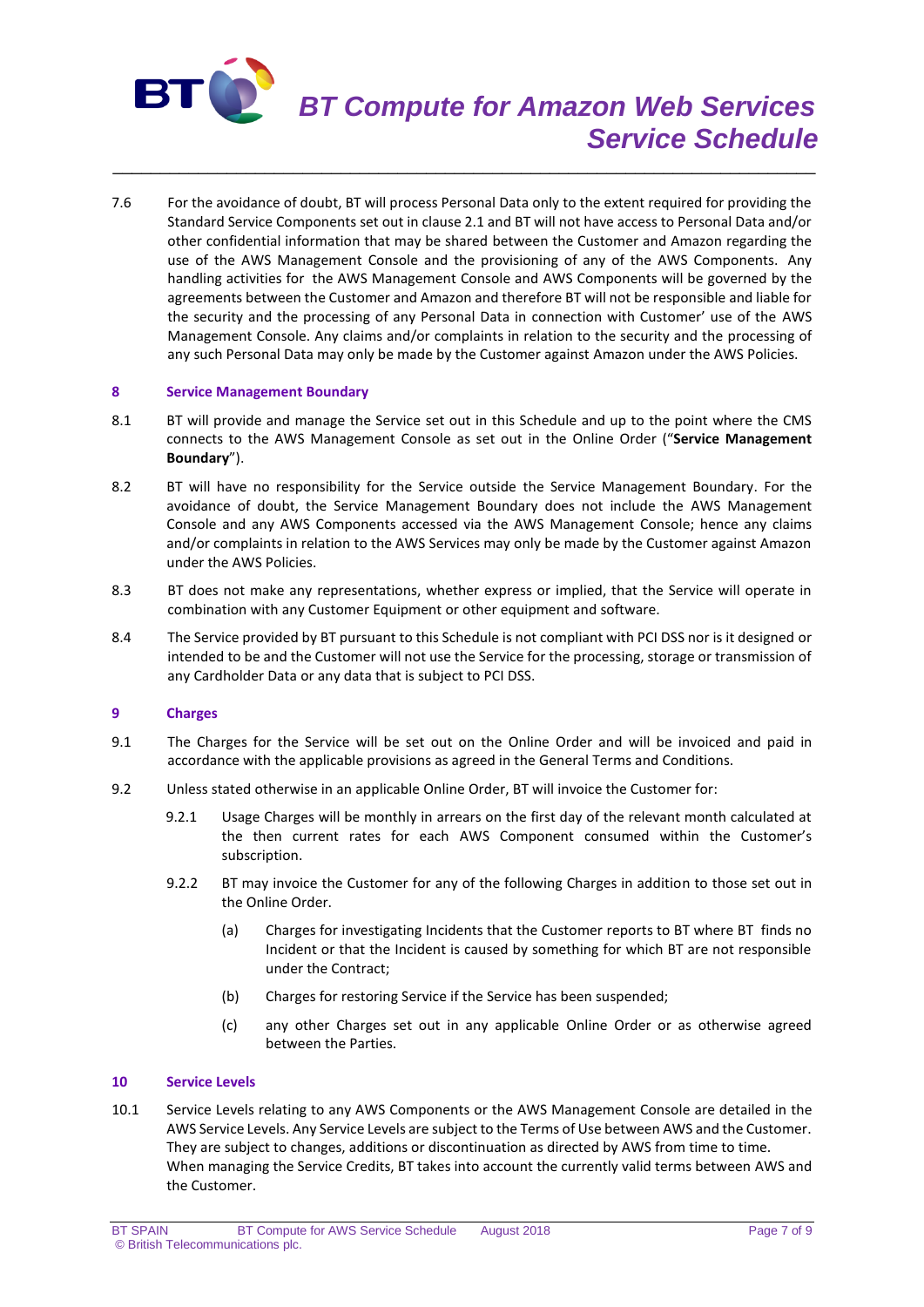7.6 For the avoidance of doubt, BT will process Personal Data only to the extent required for providing the Standard Service Components set out in clause 2.1 and BT will not have access to Personal Data and/or other confidential information that may be shared between the Customer and Amazon regarding the use of the AWS Management Console and the provisioning of any of the AWS Components. Any handling activities for the AWS Management Console and AWS Components will be governed by the agreements between the Customer and Amazon and therefore BT will not be responsible and liable for the security and the processing of any Personal Data in connection with Customer' use of the AWS Management Console. Any claims and/or complaints in relation to the security and the processing of any such Personal Data may only be made by the Customer against Amazon under the AWS Policies.

## 8 Service Management Boundary

8.1 BT will provide and manage the Service set out in this Schedule and up to the point where the CMS connects to the AWS Management Console as set out in the Online Order ("**Service Management Boundary**").

8.2 BT will have no responsibility for the Service outside the Service Management Boundary. For the avoidance of doubt, the Service Management Boundary does not include the AWS Management Console and any AWS Components accessed via the AWS Management Console; hence any claims and/or complaints in relation to the AWS Services may only be made by the Customer against Amazon under the AWS Policies.

8.3 BT does not make any representations, whether express or implied, that the Service will operate in combination with any Customer Equipment or other equipment and software.

8.4 The Service provided by BT pursuant to this Schedule is not compliant with PCI DSS nor is it designed or intended to be and the Customer will not use the Service for the processing, storage or transmission of any Cardholder Data or any data that is subject to PCI DSS.

## 9 Charges

9.1 The Charges for the Service will be set out on the Online Order and will be invoiced and paid in accordance with the applicable provisions as agreed in the General Terms and Conditions.

9.2 Unless stated otherwise in an applicable Online Order, BT will invoice the Customer for:

9.2.1 Usage Charges will be monthly in arrears on the first day of the relevant month calculated at the then current rates for each AWS Component consumed within the Customer's subscription.

9.2.2 BT may invoice the Customer for any of the following Charges in addition to those set out in the Online Order.

(a) Charges for investigating Incidents that the Customer reports to BT where BT finds no Incident or that the Incident is caused by something for which BT are not responsible under the Contract;

(b) Charges for restoring Service if the Service has been suspended;

(c) any other Charges set out in any applicable Online Order or as otherwise agreed between the Parties.

## 10 Service Levels

10.1 Service Levels relating to any AWS Components or the AWS Management Console are detailed in the AWS Service Levels. Any Service Levels are subject to the Terms of Use between AWS and the Customer. They are subject to changes, additions or discontinuation as directed by AWS from time to time. When managing the Service Credits, BT takes into account the currently valid terms between AWS and the Customer.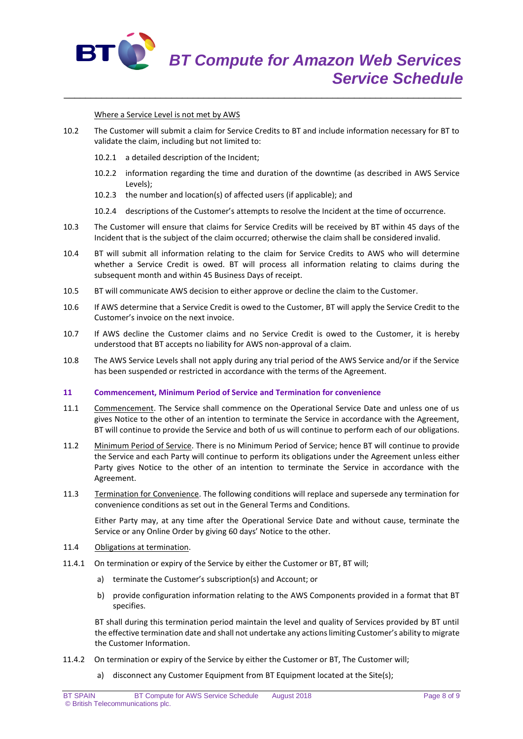Where a Service Level is not met by AWS

10.2 The Customer will submit a claim for Service Credits to BT and include information necessary for BT to validate the claim, including but not limited to:

10.2.1 a detailed description of the Incident;

10.2.2 information regarding the time and duration of the downtime (as described in AWS Service Levels);

10.2.3 the number and location(s) of affected users (if applicable); and

10.2.4 descriptions of the Customer's attempts to resolve the Incident at the time of occurrence.

10.3 The Customer will ensure that claims for Service Credits will be received by BT within 45 days of the Incident that is the subject of the claim occurred; otherwise the claim shall be considered invalid.

10.4 BT will submit all information relating to the claim for Service Credits to AWS who will determine whether a Service Credit is owed. BT will process all information relating to claims during the subsequent month and within 45 Business Days of receipt.

10.5 BT will communicate AWS decision to either approve or decline the claim to the Customer.

10.6 If AWS determine that a Service Credit is owed to the Customer, BT will apply the Service Credit to the Customer's invoice on the next invoice.

10.7 If AWS decline the Customer claims and no Service Credit is owed to the Customer, it is hereby understood that BT accepts no liability for AWS non-approval of a claim.

10.8 The AWS Service Levels shall not apply during any trial period of the AWS Service and/or if the Service has been suspended or restricted in accordance with the terms of the Agreement.

## 11 Commencement, Minimum Period of Service and Termination for convenience

11.1 Commencement. The Service shall commence on the Operational Service Date and unless one of us gives Notice to the other of an intention to terminate the Service in accordance with the Agreement, BT will continue to provide the Service and both of us will continue to perform each of our obligations.

11.2 Minimum Period of Service. There is no Minimum Period of Service; hence BT will continue to provide the Service and each Party will continue to perform its obligations under the Agreement unless either Party gives Notice to the other of an intention to terminate the Service in accordance with the Agreement.

11.3 Termination for Convenience. The following conditions will replace and supersede any termination for convenience conditions as set out in the General Terms and Conditions.

Either Party may, at any time after the Operational Service Date and without cause, terminate the Service or any Online Order by giving 60 days' Notice to the other.

11.4 Obligations at termination.

11.4.1 On termination or expiry of the Service by either the Customer or BT, BT will;

a) terminate the Customer's subscription(s) and Account; or

b) provide configuration information relating to the AWS Components provided in a format that BT specifies.

BT shall during this termination period maintain the level and quality of Services provided by BT until the effective termination date and shall not undertake any actions limiting Customer's ability to migrate the Customer Information.

11.4.2 On termination or expiry of the Service by either the Customer or BT, The Customer will;

a) disconnect any Customer Equipment from BT Equipment located at the Site(s);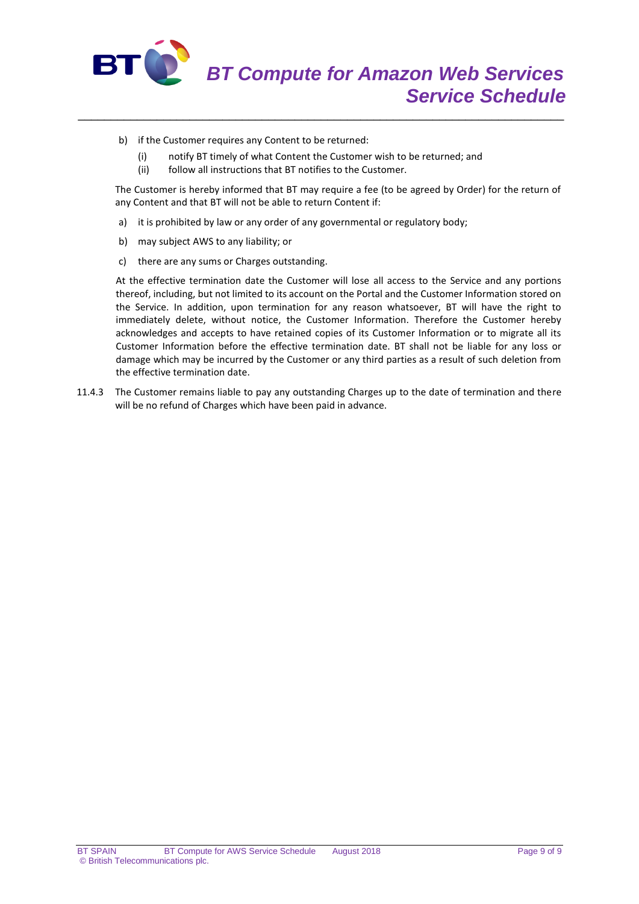b) if the Customer requires any Content to be returned:

   (i) notify BT timely of what Content the Customer wish to be returned; and

   (ii) follow all instructions that BT notifies to the Customer.

The Customer is hereby informed that BT may require a fee (to be agreed by Order) for the return of any Content and that BT will not be able to return Content if:

a) it is prohibited by law or any order of any governmental or regulatory body;

b) may subject AWS to any liability; or

c) there are any sums or Charges outstanding.

At the effective termination date the Customer will lose all access to the Service and any portions thereof, including, but not limited to its account on the Portal and the Customer Information stored on the Service. In addition, upon termination for any reason whatsoever, BT will have the right to immediately delete, without notice, the Customer Information. Therefore the Customer hereby acknowledges and accepts to have retained copies of its Customer Information or to migrate all its Customer Information before the effective termination date. BT shall not be liable for any loss or damage which may be incurred by the Customer or any third parties as a result of such deletion from the effective termination date.

11.4.3 The Customer remains liable to pay any outstanding Charges up to the date of termination and there will be no refund of Charges which have been paid in advance.